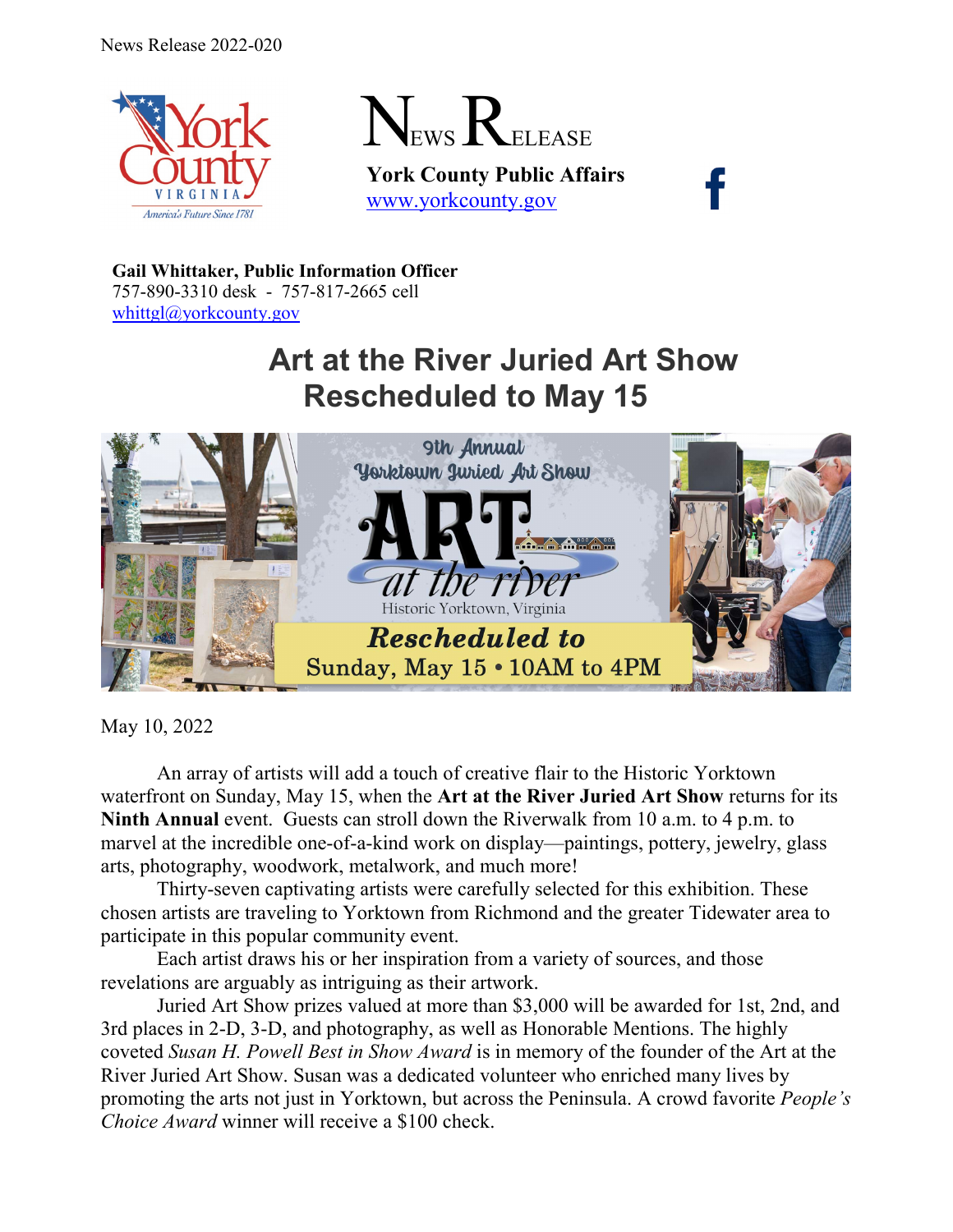News Release 2022-020

# NEWS RELEASE

**York County Public Affairs**
www.yorkcounty.gov

**Gail Whittaker, Public Information Officer**
757-890-3310 desk - 757-817-2665 cell
whittgl@yorkcounty.gov

## Art at the River Juried Art Show Rescheduled to May 15

May 10, 2022

An array of artists will add a touch of creative flair to the Historic Yorktown waterfront on Sunday, May 15, when the **Art at the River Juried Art Show** returns for its **Ninth Annual** event. Guests can stroll down the Riverwalk from 10 a.m. to 4 p.m. to marvel at the incredible one-of-a-kind work on display—paintings, pottery, jewelry, glass arts, photography, woodwork, metalwork, and much more!

Thirty-seven captivating artists were carefully selected for this exhibition. These chosen artists are traveling to Yorktown from Richmond and the greater Tidewater area to participate in this popular community event.

Each artist draws his or her inspiration from a variety of sources, and those revelations are arguably as intriguing as their artwork.

Juried Art Show prizes valued at more than $3,000 will be awarded for 1st, 2nd, and 3rd places in 2-D, 3-D, and photography, as well as Honorable Mentions. The highly coveted *Susan H. Powell Best in Show Award* is in memory of the founder of the Art at the River Juried Art Show. Susan was a dedicated volunteer who enriched many lives by promoting the arts not just in Yorktown, but across the Peninsula. A crowd favorite *People's Choice Award* winner will receive a $100 check.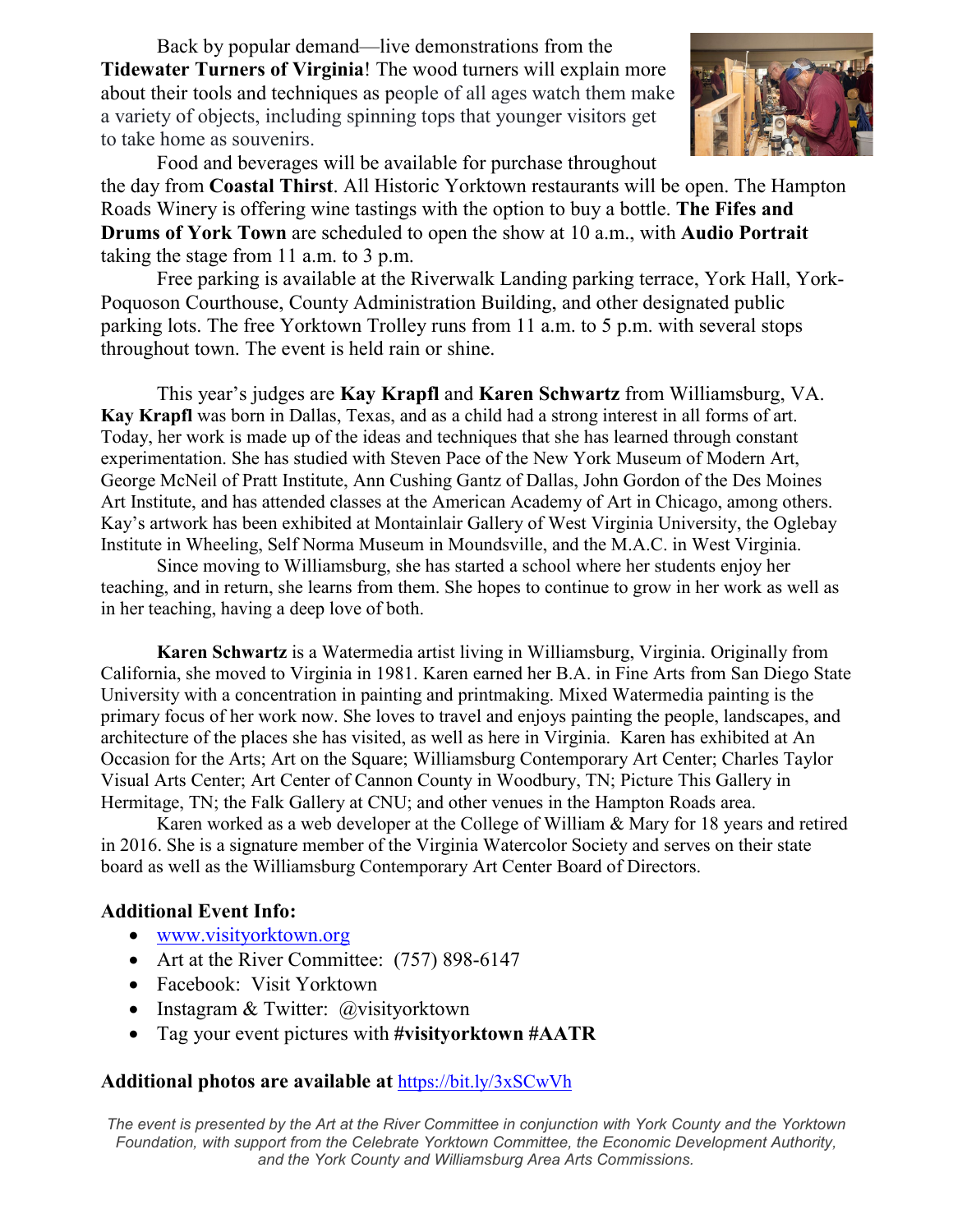Back by popular demand—live demonstrations from the **Tidewater Turners of Virginia**! The wood turners will explain more about their tools and techniques as people of all ages watch them make a variety of objects, including spinning tops that younger visitors get to take home as souvenirs.

Food and beverages will be available for purchase throughout the day from **Coastal Thirst**. All Historic Yorktown restaurants will be open. The Hampton Roads Winery is offering wine tastings with the option to buy a bottle. **The Fifes and Drums of York Town** are scheduled to open the show at 10 a.m., with **Audio Portrait** taking the stage from 11 a.m. to 3 p.m.

Free parking is available at the Riverwalk Landing parking terrace, York Hall, York-Poquoson Courthouse, County Administration Building, and other designated public parking lots. The free Yorktown Trolley runs from 11 a.m. to 5 p.m. with several stops throughout town. The event is held rain or shine.

This year's judges are **Kay Krapfl** and **Karen Schwartz** from Williamsburg, VA. **Kay Krapfl** was born in Dallas, Texas, and as a child had a strong interest in all forms of art. Today, her work is made up of the ideas and techniques that she has learned through constant experimentation. She has studied with Steven Pace of the New York Museum of Modern Art, George McNeil of Pratt Institute, Ann Cushing Gantz of Dallas, John Gordon of the Des Moines Art Institute, and has attended classes at the American Academy of Art in Chicago, among others. Kay's artwork has been exhibited at Montainlair Gallery of West Virginia University, the Oglebay Institute in Wheeling, Self Norma Museum in Moundsville, and the M.A.C. in West Virginia.

Since moving to Williamsburg, she has started a school where her students enjoy her teaching, and in return, she learns from them. She hopes to continue to grow in her work as well as in her teaching, having a deep love of both.

**Karen Schwartz** is a Watermedia artist living in Williamsburg, Virginia. Originally from California, she moved to Virginia in 1981. Karen earned her B.A. in Fine Arts from San Diego State University with a concentration in painting and printmaking. Mixed Watermedia painting is the primary focus of her work now. She loves to travel and enjoys painting the people, landscapes, and architecture of the places she has visited, as well as here in Virginia. Karen has exhibited at An Occasion for the Arts; Art on the Square; Williamsburg Contemporary Art Center; Charles Taylor Visual Arts Center; Art Center of Cannon County in Woodbury, TN; Picture This Gallery in Hermitage, TN; the Falk Gallery at CNU; and other venues in the Hampton Roads area.

Karen worked as a web developer at the College of William & Mary for 18 years and retired in 2016. She is a signature member of the Virginia Watercolor Society and serves on their state board as well as the Williamsburg Contemporary Art Center Board of Directors.

**Additional Event Info:**

- www.visityorktown.org
- Art at the River Committee: (757) 898-6147
- Facebook: Visit Yorktown
- Instagram & Twitter: @visityorktown
- Tag your event pictures with **#visityorktown #AATR**

**Additional photos are available at** https://bit.ly/3xSCwVh

*The event is presented by the Art at the River Committee in conjunction with York County and the Yorktown Foundation, with support from the Celebrate Yorktown Committee, the Economic Development Authority, and the York County and Williamsburg Area Arts Commissions.*